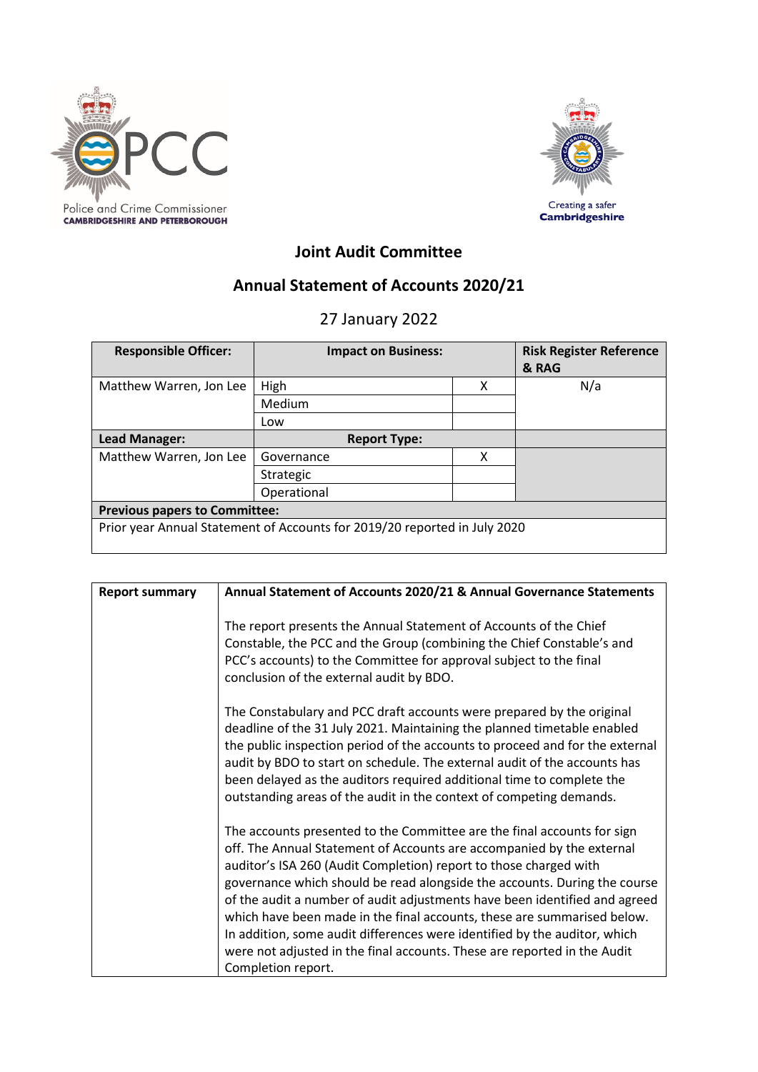Police and Crime Commissioner
CAMBRIDGESHIRE AND PETERBOROUGH

Creating a safer
**Cambridgeshire**

# Joint Audit Committee

## Annual Statement of Accounts 2020/21

27 January 2022

| **Responsible Officer:** | **Impact on Business:** | | **Risk Register Reference & RAG** |
|---|---|---|---|
| Matthew Warren, Jon Lee | High | X | N/a |
| | Medium | | |
| | Low | | |
| **Lead Manager:** | **Report Type:** | | |
| Matthew Warren, Jon Lee | Governance | X | |
| | Strategic | | |
| | Operational | | |
| **Previous papers to Committee:** | | | |
| Prior year Annual Statement of Accounts for 2019/20 reported in July 2020 | | | |

| **Report summary** | **Annual Statement of Accounts 2020/21 & Annual Governance Statements** |
|---|---|
| | The report presents the Annual Statement of Accounts of the Chief Constable, the PCC and the Group (combining the Chief Constable's and PCC's accounts) to the Committee for approval subject to the final conclusion of the external audit by BDO.<br><br>The Constabulary and PCC draft accounts were prepared by the original deadline of the 31 July 2021. Maintaining the planned timetable enabled the public inspection period of the accounts to proceed and for the external audit by BDO to start on schedule. The external audit of the accounts has been delayed as the auditors required additional time to complete the outstanding areas of the audit in the context of competing demands.<br><br>The accounts presented to the Committee are the final accounts for sign off. The Annual Statement of Accounts are accompanied by the external auditor's ISA 260 (Audit Completion) report to those charged with governance which should be read alongside the accounts. During the course of the audit a number of audit adjustments have been identified and agreed which have been made in the final accounts, these are summarised below. In addition, some audit differences were identified by the auditor, which were not adjusted in the final accounts. These are reported in the Audit Completion report. |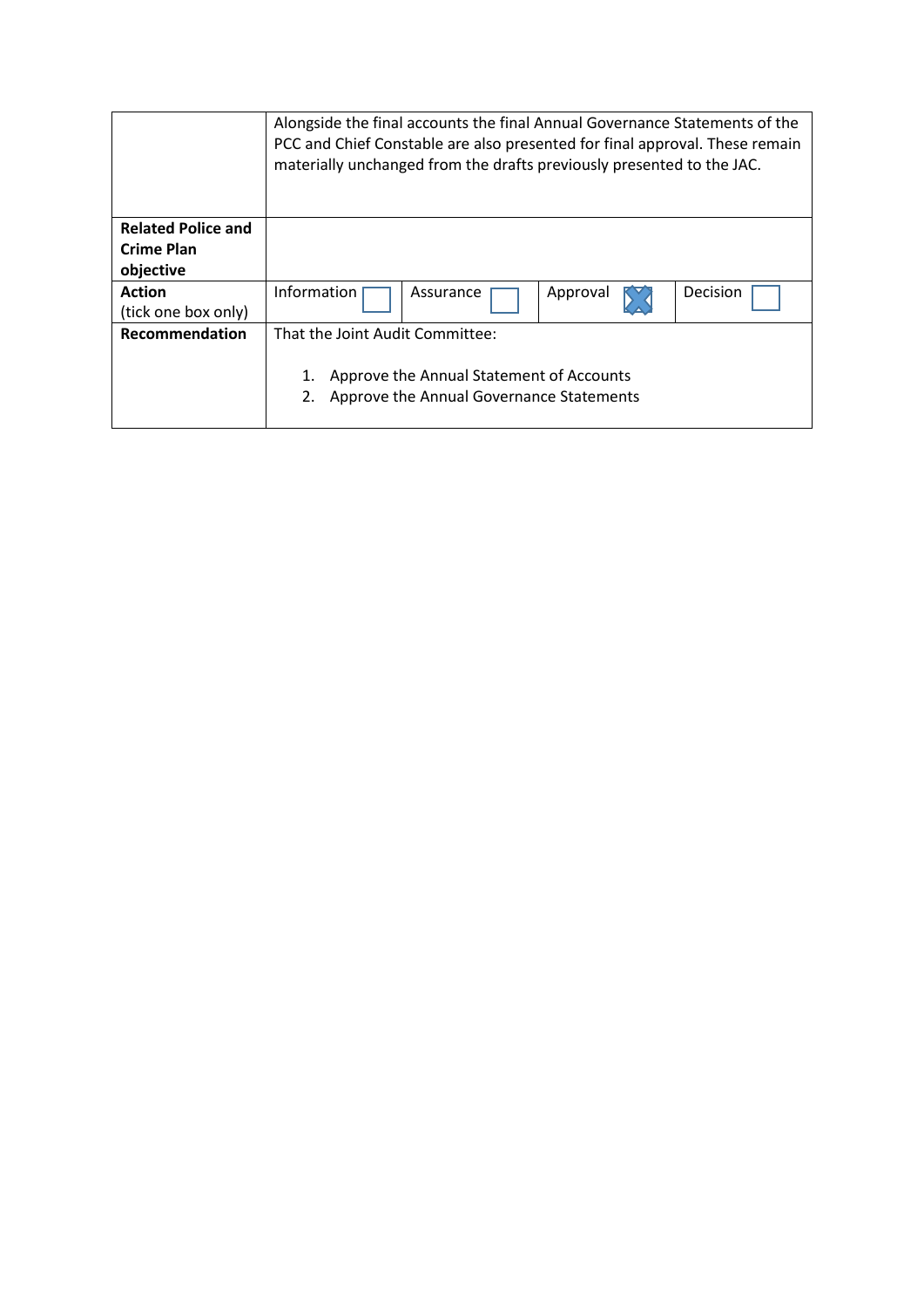| | |
|---|---|
| | Alongside the final accounts the final Annual Governance Statements of the PCC and Chief Constable are also presented for final approval. These remain materially unchanged from the drafts previously presented to the JAC. |
| **Related Police and Crime Plan objective** | |
| **Action** (tick one box only) | Information ☐ &nbsp;&nbsp; Assurance ☐ &nbsp;&nbsp; Approval ☒ &nbsp;&nbsp; Decision ☐ |
| **Recommendation** | That the Joint Audit Committee: <br><br> 1. Approve the Annual Statement of Accounts <br> 2. Approve the Annual Governance Statements |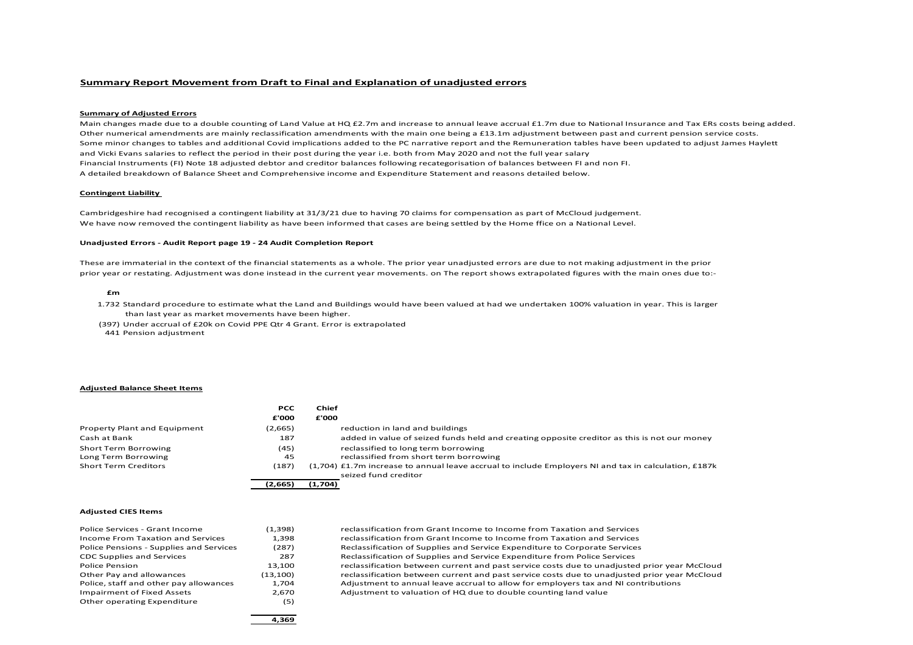## Summary Report Movement from Draft to Final and Explanation of unadjusted errors

### Summary of Adjusted Errors

Main changes made due to a double counting of Land Value at HQ £2.7m and increase to annual leave accrual £1.7m due to National Insurance and Tax ERs costs being added.
Other numerical amendments are mainly reclassification amendments with the main one being a £13.1m adjustment between past and current pension service costs.
Some minor changes to tables and additional Covid implications added to the PC narrative report and the Remuneration tables have been updated to adjust James Haylett and Vicki Evans salaries to reflect the period in their post during the year i.e. both from May 2020 and not the full year salary
Financial Instruments (FI) Note 18 adjusted debtor and creditor balances following recategorisation of balances between FI and non FI.
A detailed breakdown of Balance Sheet and Comprehensive income and Expenditure Statement and reasons detailed below.

### Contingent Liability

Cambridgeshire had recognised a contingent liability at 31/3/21 due to having 70 claims for compensation as part of McCloud judgement.
We have now removed the contingent liability as have been informed that cases are being settled by the Home ffice on a National Level.

### Unadjusted Errors - Audit Report page 19 - 24 Audit Completion Report

These are immaterial in the context of the financial statements as a whole. The prior year unadjusted errors are due to not making adjustment in the prior prior year or restating. Adjustment was done instead in the current year movements. on The report shows extrapolated figures with the main ones due to:-

| £m | |
|---|---|
| 1.732 | Standard procedure to estimate what the Land and Buildings would have been valued at had we undertaken 100% valuation in year. This is larger than last year as market movements have been higher. |
| (397) | Under accrual of £20k on Covid PPE Qtr 4 Grant. Error is extrapolated |
| 441 | Pension adjustment |

### Adjusted Balance Sheet Items

| | PCC £'000 | Chief £'000 | |
|---|---|---|---|
| Property Plant and Equipment | (2,665) | | reduction in land and buildings |
| Cash at Bank | 187 | | added in value of seized funds held and creating opposite creditor as this is not our money |
| Short Term Borrowing | (45) | | reclassified to long term borrowing |
| Long Term Borrowing | 45 | | reclassified from short term borrowing |
| Short Term Creditors | (187) | (1,704) | £1.7m increase to annual leave accrual to include Employers NI and tax in calculation, £187k seized fund creditor |
| | **(2,665)** | **(1,704)** | |

### Adjusted CIES Items

| | | |
|---|---|---|
| Police Services - Grant Income | (1,398) | reclassification from Grant Income to Income from Taxation and Services |
| Income From Taxation and Services | 1,398 | reclassification from Grant Income to Income from Taxation and Services |
| Police Pensions - Supplies and Services | (287) | Reclassification of Supplies and Service Expenditure to Corporate Services |
| CDC Supplies and Services | 287 | Reclassification of Supplies and Service Expenditure from Police Services |
| Police Pension | 13,100 | reclassification between current and past service costs due to unadjusted prior year McCloud |
| Other Pay and allowances | (13,100) | reclassification between current and past service costs due to unadjusted prior year McCloud |
| Police, staff and other pay allowances | 1,704 | Adjustment to annual leave accrual to allow for employers tax and NI contributions |
| Impairment of Fixed Assets | 2,670 | Adjustment to valuation of HQ due to double counting land value |
| Other operating Expenditure | (5) | |
| | **4,369** | |